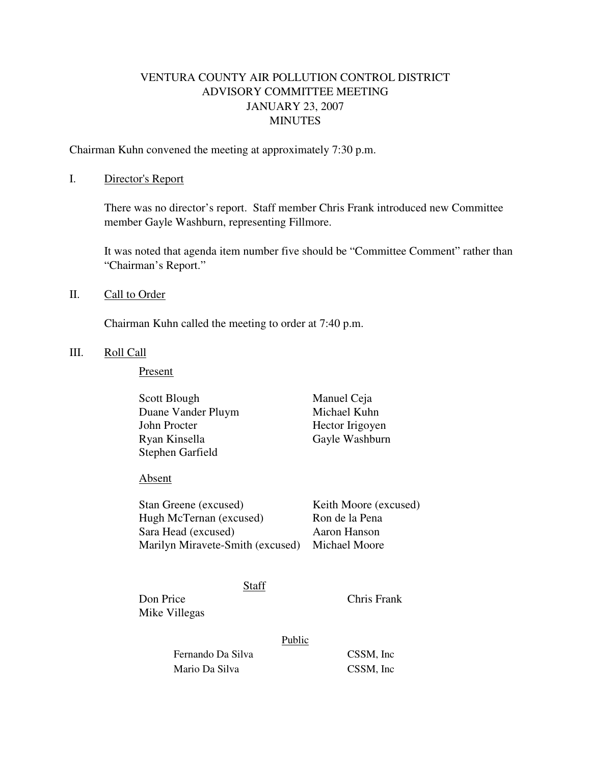# VENTURA COUNTY AIR POLLUTION CONTROL DISTRICT
## ADVISORY COMMITTEE MEETING
## JANUARY 23, 2007
## MINUTES

Chairman Kuhn convened the meeting at approximately 7:30 p.m.

I. Director's Report

There was no director's report. Staff member Chris Frank introduced new Committee member Gayle Washburn, representing Fillmore.

It was noted that agenda item number five should be "Committee Comment" rather than "Chairman's Report."

II. Call to Order

Chairman Kuhn called the meeting to order at 7:40 p.m.

III. Roll Call

Present

Scott Blough
Duane Vander Pluym
John Procter
Ryan Kinsella
Stephen Garfield
Manuel Ceja
Michael Kuhn
Hector Irigoyen
Gayle Washburn

Absent

Stan Greene (excused)
Hugh McTernan (excused)
Sara Head (excused)
Marilyn Miravete-Smith (excused)
Keith Moore (excused)
Ron de la Pena
Aaron Hanson
Michael Moore

Staff

Don Price
Mike Villegas
Chris Frank

Public

| | |
|---|---|
| Fernando Da Silva | CSSM, Inc |
| Mario Da Silva | CSSM, Inc |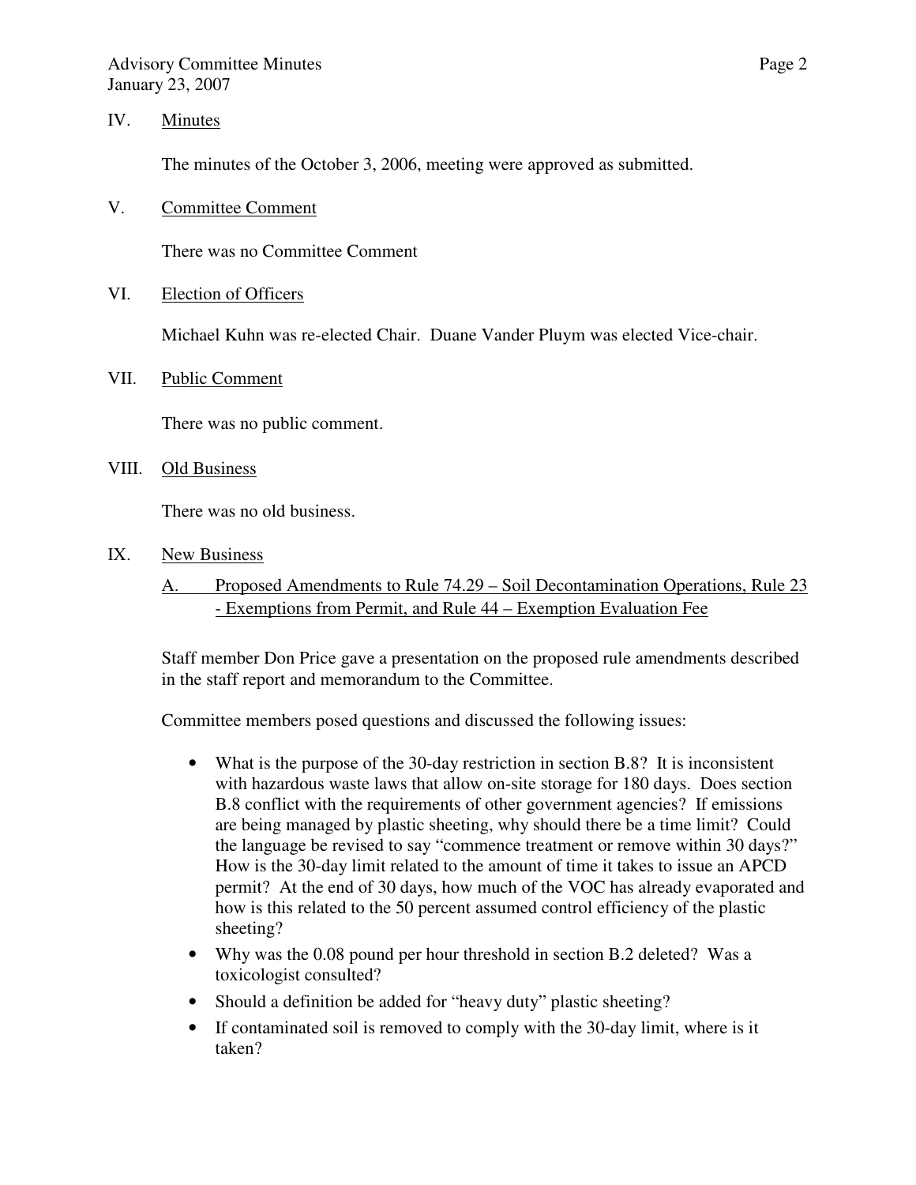## IV. Minutes

The minutes of the October 3, 2006, meeting were approved as submitted.

## V. Committee Comment

There was no Committee Comment

## VI. Election of Officers

Michael Kuhn was re-elected Chair. Duane Vander Pluym was elected Vice-chair.

## VII. Public Comment

There was no public comment.

## VIII. Old Business

There was no old business.

## IX. New Business

### A. Proposed Amendments to Rule 74.29 – Soil Decontamination Operations, Rule 23 - Exemptions from Permit, and Rule 44 – Exemption Evaluation Fee

Staff member Don Price gave a presentation on the proposed rule amendments described in the staff report and memorandum to the Committee.

Committee members posed questions and discussed the following issues:

- What is the purpose of the 30-day restriction in section B.8? It is inconsistent with hazardous waste laws that allow on-site storage for 180 days. Does section B.8 conflict with the requirements of other government agencies? If emissions are being managed by plastic sheeting, why should there be a time limit? Could the language be revised to say "commence treatment or remove within 30 days?" How is the 30-day limit related to the amount of time it takes to issue an APCD permit? At the end of 30 days, how much of the VOC has already evaporated and how is this related to the 50 percent assumed control efficiency of the plastic sheeting?
- Why was the 0.08 pound per hour threshold in section B.2 deleted? Was a toxicologist consulted?
- Should a definition be added for "heavy duty" plastic sheeting?
- If contaminated soil is removed to comply with the 30-day limit, where is it taken?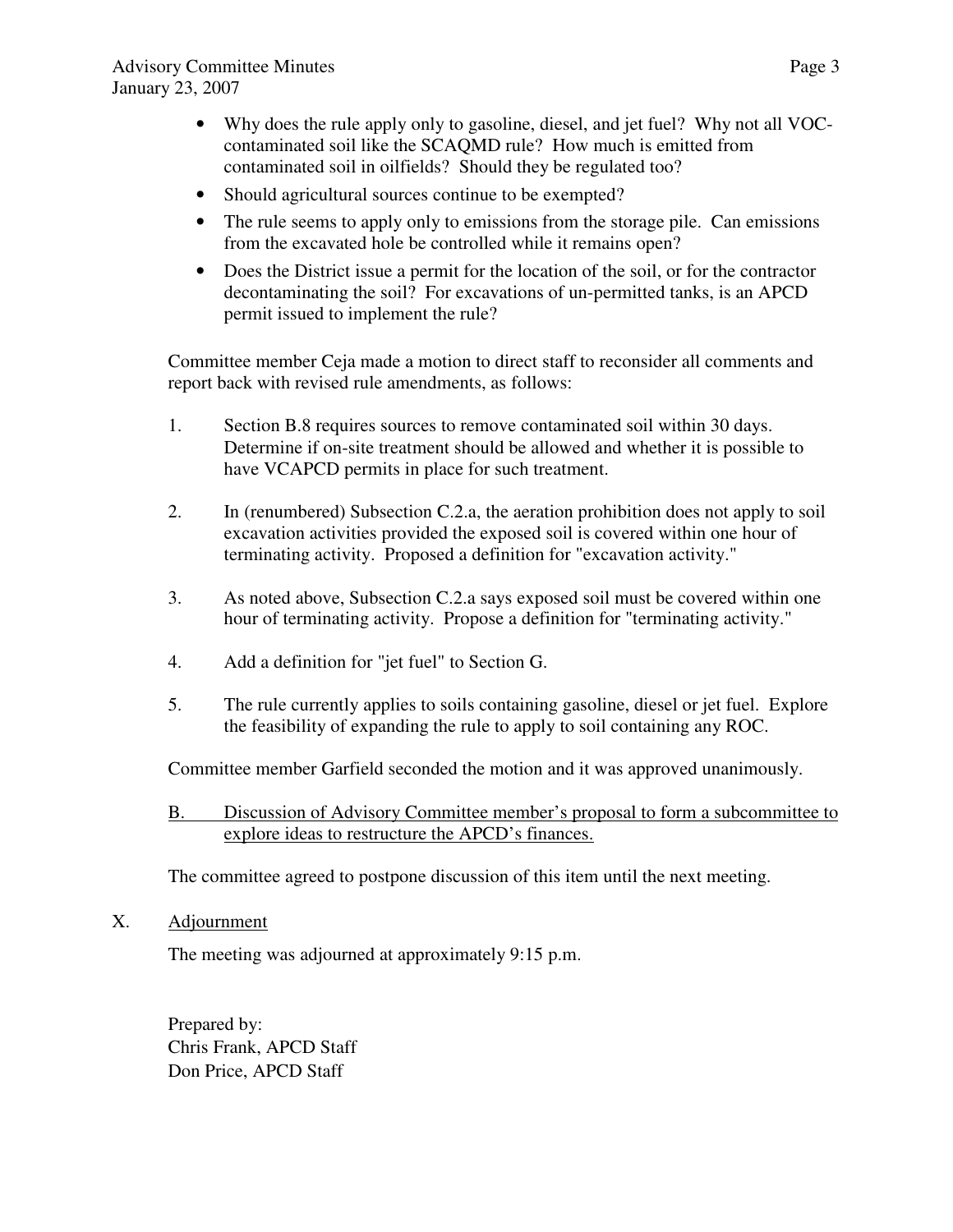- Why does the rule apply only to gasoline, diesel, and jet fuel? Why not all VOC-contaminated soil like the SCAQMD rule? How much is emitted from contaminated soil in oilfields? Should they be regulated too?
- Should agricultural sources continue to be exempted?
- The rule seems to apply only to emissions from the storage pile. Can emissions from the excavated hole be controlled while it remains open?
- Does the District issue a permit for the location of the soil, or for the contractor decontaminating the soil? For excavations of un-permitted tanks, is an APCD permit issued to implement the rule?

Committee member Ceja made a motion to direct staff to reconsider all comments and report back with revised rule amendments, as follows:

1. Section B.8 requires sources to remove contaminated soil within 30 days. Determine if on-site treatment should be allowed and whether it is possible to have VCAPCD permits in place for such treatment.

2. In (renumbered) Subsection C.2.a, the aeration prohibition does not apply to soil excavation activities provided the exposed soil is covered within one hour of terminating activity. Proposed a definition for "excavation activity."

3. As noted above, Subsection C.2.a says exposed soil must be covered within one hour of terminating activity. Propose a definition for "terminating activity."

4. Add a definition for "jet fuel" to Section G.

5. The rule currently applies to soils containing gasoline, diesel or jet fuel. Explore the feasibility of expanding the rule to apply to soil containing any ROC.

Committee member Garfield seconded the motion and it was approved unanimously.

B. <u>Discussion of Advisory Committee member's proposal to form a subcommittee to explore ideas to restructure the APCD's finances.</u>

The committee agreed to postpone discussion of this item until the next meeting.

X. <u>Adjournment</u>

The meeting was adjourned at approximately 9:15 p.m.

Prepared by:
Chris Frank, APCD Staff
Don Price, APCD Staff